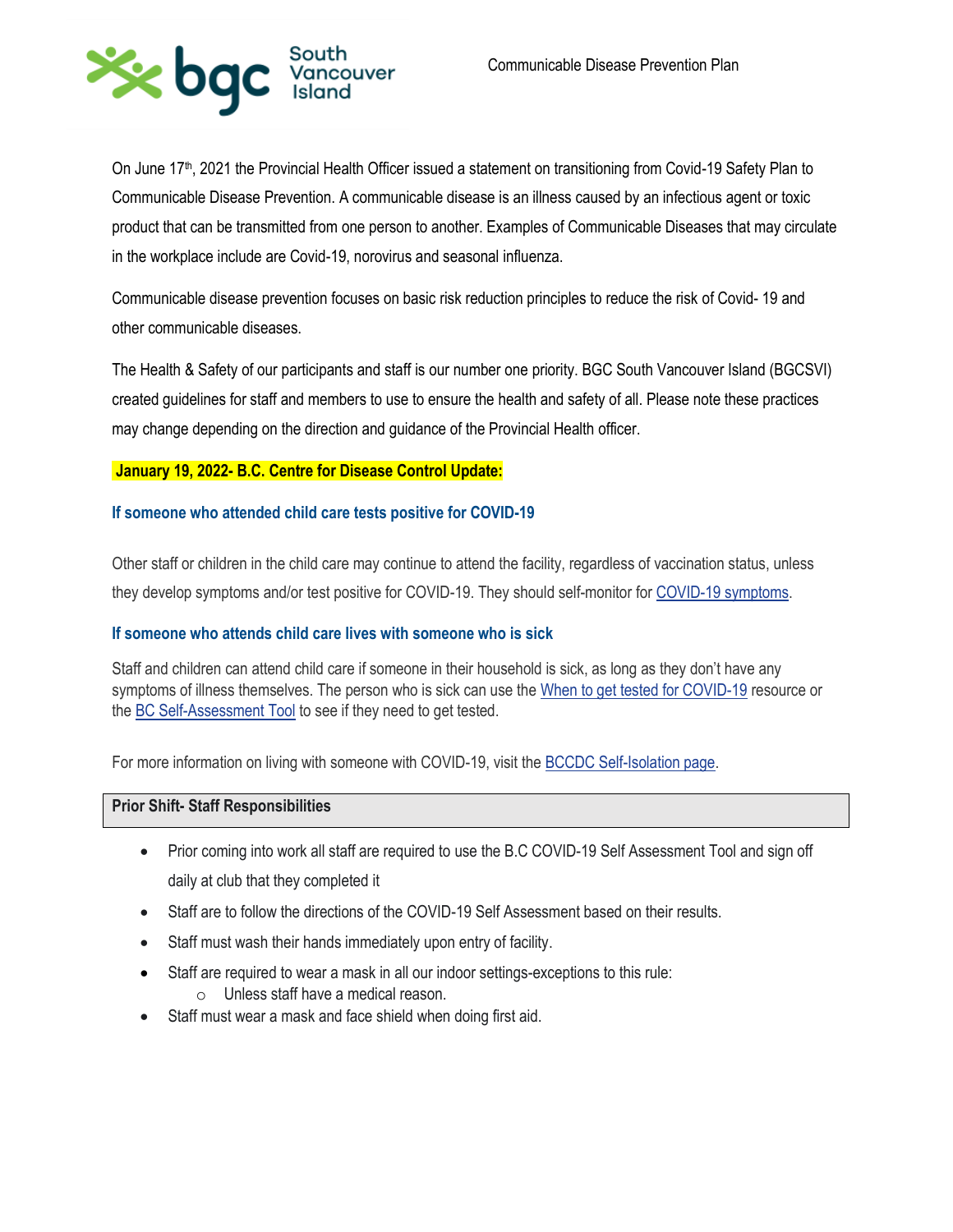Communicable Disease Prevention Plan

On June 17th, 2021 the Provincial Health Officer issued a statement on transitioning from Covid-19 Safety Plan to Communicable Disease Prevention. A communicable disease is an illness caused by an infectious agent or toxic product that can be transmitted from one person to another. Examples of Communicable Diseases that may circulate in the workplace include are Covid-19, norovirus and seasonal influenza.

Communicable disease prevention focuses on basic risk reduction principles to reduce the risk of Covid- 19 and other communicable diseases.

The Health & Safety of our participants and staff is our number one priority. BGC South Vancouver Island (BGCSVI) created guidelines for staff and members to use to ensure the health and safety of all. Please note these practices may change depending on the direction and guidance of the Provincial Health officer.

**January 19, 2022- B.C. Centre for Disease Control Update:**

### If someone who attended child care tests positive for COVID-19

Other staff or children in the child care may continue to attend the facility, regardless of vaccination status, unless they develop symptoms and/or test positive for COVID-19. They should self-monitor for COVID-19 symptoms.

### If someone who attends child care lives with someone who is sick

Staff and children can attend child care if someone in their household is sick, as long as they don't have any symptoms of illness themselves. The person who is sick can use the When to get tested for COVID-19 resource or the BC Self-Assessment Tool to see if they need to get tested.

For more information on living with someone with COVID-19, visit the BCCDC Self-Isolation page.

## Prior Shift- Staff Responsibilities

- Prior coming into work all staff are required to use the B.C COVID-19 Self Assessment Tool and sign off daily at club that they completed it
- Staff are to follow the directions of the COVID-19 Self Assessment based on their results.
- Staff must wash their hands immediately upon entry of facility.
- Staff are required to wear a mask in all our indoor settings-exceptions to this rule:
  - Unless staff have a medical reason.
- Staff must wear a mask and face shield when doing first aid.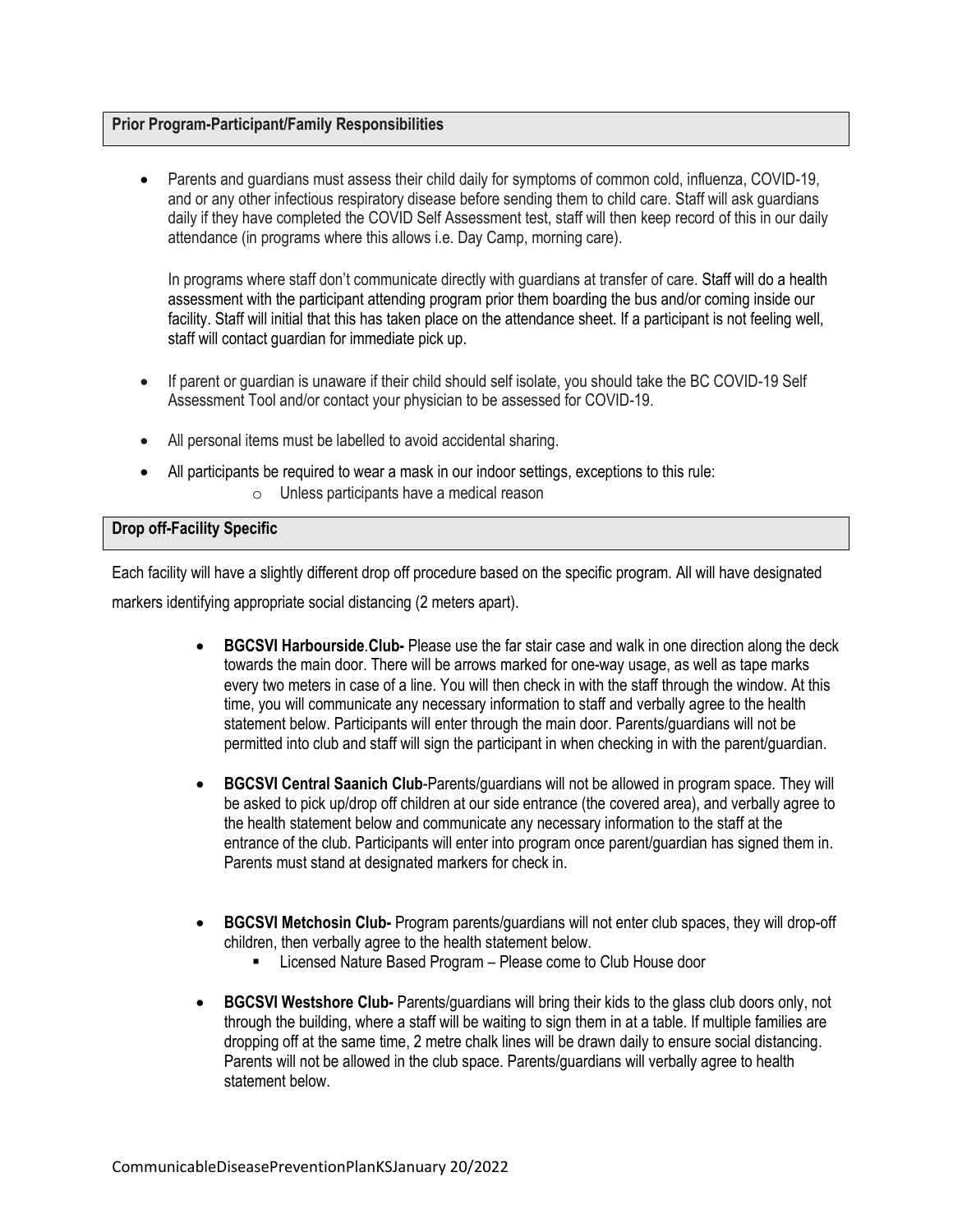## Prior Program-Participant/Family Responsibilities

- Parents and guardians must assess their child daily for symptoms of common cold, influenza, COVID-19, and or any other infectious respiratory disease before sending them to child care. Staff will ask guardians daily if they have completed the COVID Self Assessment test, staff will then keep record of this in our daily attendance (in programs where this allows i.e. Day Camp, morning care).

  In programs where staff don't communicate directly with guardians at transfer of care. Staff will do a health assessment with the participant attending program prior them boarding the bus and/or coming inside our facility. Staff will initial that this has taken place on the attendance sheet. If a participant is not feeling well, staff will contact guardian for immediate pick up.

- If parent or guardian is unaware if their child should self isolate, you should take the BC COVID-19 Self Assessment Tool and/or contact your physician to be assessed for COVID-19.
- All personal items must be labelled to avoid accidental sharing.
- All participants be required to wear a mask in our indoor settings, exceptions to this rule:
  - Unless participants have a medical reason

## Drop off-Facility Specific

Each facility will have a slightly different drop off procedure based on the specific program. All will have designated markers identifying appropriate social distancing (2 meters apart).

- **BGCSVI Harbourside**.**Club-** Please use the far stair case and walk in one direction along the deck towards the main door. There will be arrows marked for one-way usage, as well as tape marks every two meters in case of a line. You will then check in with the staff through the window. At this time, you will communicate any necessary information to staff and verbally agree to the health statement below. Participants will enter through the main door. Parents/guardians will not be permitted into club and staff will sign the participant in when checking in with the parent/guardian.
- **BGCSVI Central Saanich Club**-Parents/guardians will not be allowed in program space. They will be asked to pick up/drop off children at our side entrance (the covered area), and verbally agree to the health statement below and communicate any necessary information to the staff at the entrance of the club. Participants will enter into program once parent/guardian has signed them in. Parents must stand at designated markers for check in.
- **BGCSVI Metchosin Club-** Program parents/guardians will not enter club spaces, they will drop-off children, then verbally agree to the health statement below.
  - Licensed Nature Based Program – Please come to Club House door
- **BGCSVI Westshore Club-** Parents/guardians will bring their kids to the glass club doors only, not through the building, where a staff will be waiting to sign them in at a table. If multiple families are dropping off at the same time, 2 metre chalk lines will be drawn daily to ensure social distancing. Parents will not be allowed in the club space. Parents/guardians will verbally agree to health statement below.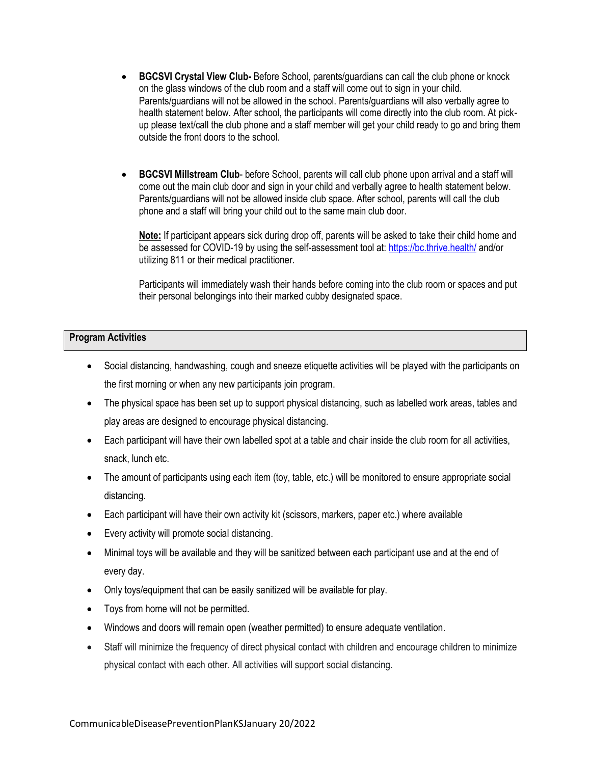- **BGCSVI Crystal View Club-** Before School, parents/guardians can call the club phone or knock on the glass windows of the club room and a staff will come out to sign in your child. Parents/guardians will not be allowed in the school. Parents/guardians will also verbally agree to health statement below. After school, the participants will come directly into the club room. At pick-up please text/call the club phone and a staff member will get your child ready to go and bring them outside the front doors to the school.

- **BGCSVI Millstream Club**- before School, parents will call club phone upon arrival and a staff will come out the main club door and sign in your child and verbally agree to health statement below. Parents/guardians will not be allowed inside club space. After school, parents will call the club phone and a staff will bring your child out to the same main club door.

  **Note:** If participant appears sick during drop off, parents will be asked to take their child home and be assessed for COVID-19 by using the self-assessment tool at: https://bc.thrive.health/ and/or utilizing 811 or their medical practitioner.

  Participants will immediately wash their hands before coming into the club room or spaces and put their personal belongings into their marked cubby designated space.

## Program Activities

- Social distancing, handwashing, cough and sneeze etiquette activities will be played with the participants on the first morning or when any new participants join program.
- The physical space has been set up to support physical distancing, such as labelled work areas, tables and play areas are designed to encourage physical distancing.
- Each participant will have their own labelled spot at a table and chair inside the club room for all activities, snack, lunch etc.
- The amount of participants using each item (toy, table, etc.) will be monitored to ensure appropriate social distancing.
- Each participant will have their own activity kit (scissors, markers, paper etc.) where available
- Every activity will promote social distancing.
- Minimal toys will be available and they will be sanitized between each participant use and at the end of every day.
- Only toys/equipment that can be easily sanitized will be available for play.
- Toys from home will not be permitted.
- Windows and doors will remain open (weather permitted) to ensure adequate ventilation.
- Staff will minimize the frequency of direct physical contact with children and encourage children to minimize physical contact with each other. All activities will support social distancing.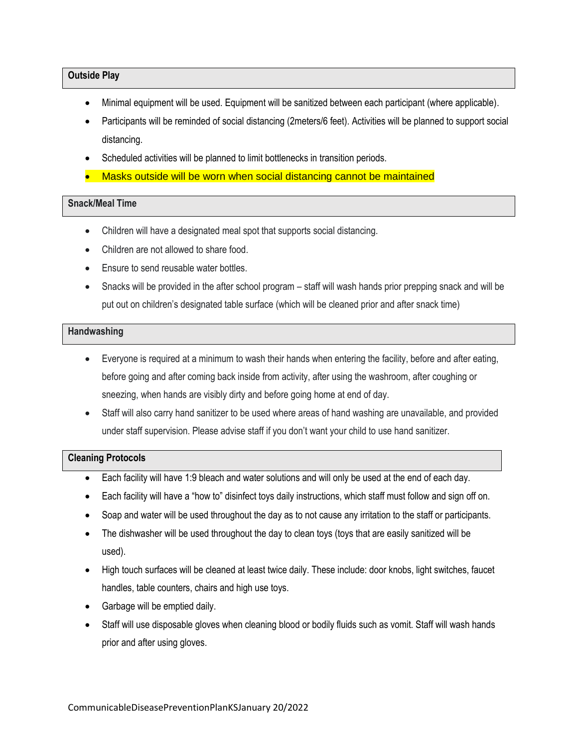## Outside Play

- Minimal equipment will be used. Equipment will be sanitized between each participant (where applicable).
- Participants will be reminded of social distancing (2meters/6 feet). Activities will be planned to support social distancing.
- Scheduled activities will be planned to limit bottlenecks in transition periods.
- Masks outside will be worn when social distancing cannot be maintained

## Snack/Meal Time

- Children will have a designated meal spot that supports social distancing.
- Children are not allowed to share food.
- Ensure to send reusable water bottles.
- Snacks will be provided in the after school program – staff will wash hands prior prepping snack and will be put out on children's designated table surface (which will be cleaned prior and after snack time)

## Handwashing

- Everyone is required at a minimum to wash their hands when entering the facility, before and after eating, before going and after coming back inside from activity, after using the washroom, after coughing or sneezing, when hands are visibly dirty and before going home at end of day.
- Staff will also carry hand sanitizer to be used where areas of hand washing are unavailable, and provided under staff supervision. Please advise staff if you don't want your child to use hand sanitizer.

## Cleaning Protocols

- Each facility will have 1:9 bleach and water solutions and will only be used at the end of each day.
- Each facility will have a "how to" disinfect toys daily instructions, which staff must follow and sign off on.
- Soap and water will be used throughout the day as to not cause any irritation to the staff or participants.
- The dishwasher will be used throughout the day to clean toys (toys that are easily sanitized will be used).
- High touch surfaces will be cleaned at least twice daily. These include: door knobs, light switches, faucet handles, table counters, chairs and high use toys.
- Garbage will be emptied daily.
- Staff will use disposable gloves when cleaning blood or bodily fluids such as vomit. Staff will wash hands prior and after using gloves.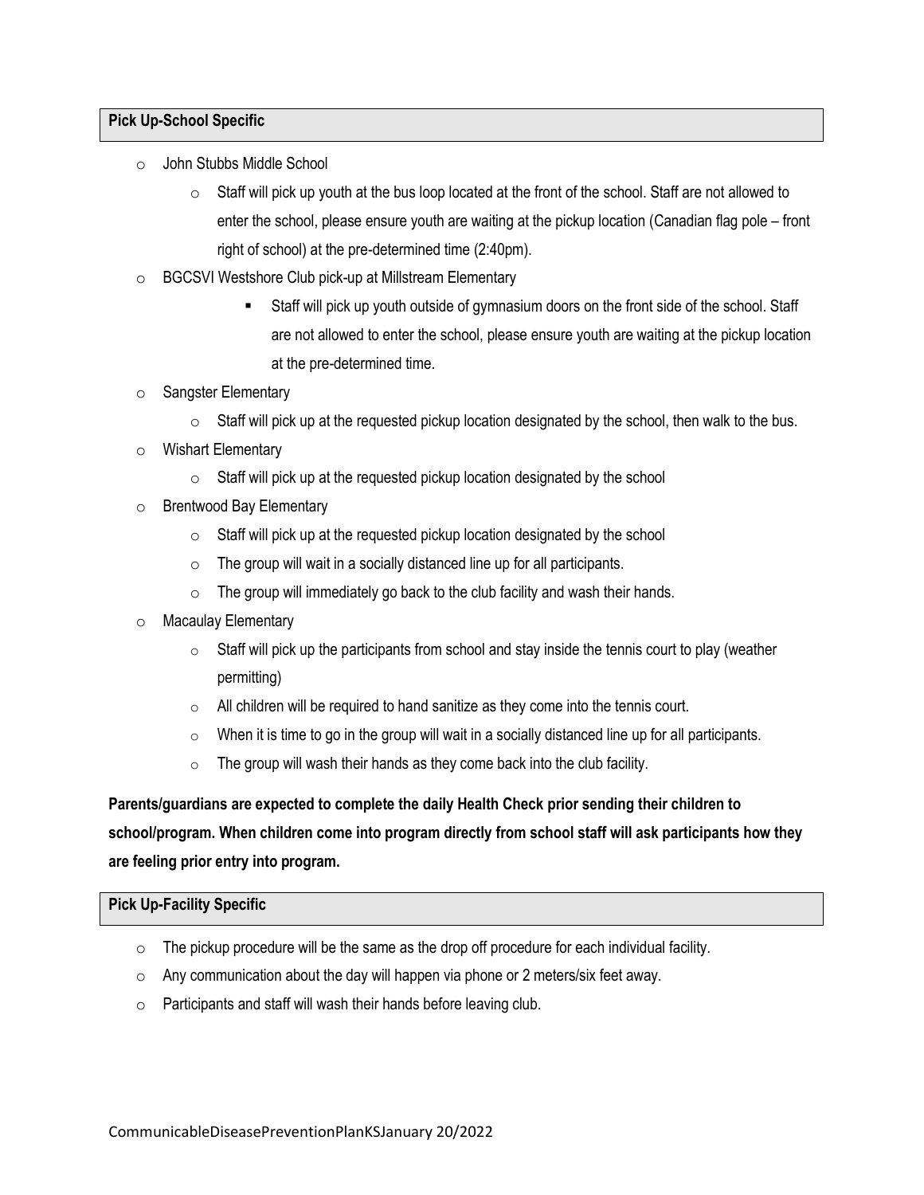### Pick Up-School Specific

- John Stubbs Middle School
  - Staff will pick up youth at the bus loop located at the front of the school. Staff are not allowed to enter the school, please ensure youth are waiting at the pickup location (Canadian flag pole – front right of school) at the pre-determined time (2:40pm).
- BGCSVI Westshore Club pick-up at Millstream Elementary
  - Staff will pick up youth outside of gymnasium doors on the front side of the school. Staff are not allowed to enter the school, please ensure youth are waiting at the pickup location at the pre-determined time.
- Sangster Elementary
  - Staff will pick up at the requested pickup location designated by the school, then walk to the bus.
- Wishart Elementary
  - Staff will pick up at the requested pickup location designated by the school
- Brentwood Bay Elementary
  - Staff will pick up at the requested pickup location designated by the school
  - The group will wait in a socially distanced line up for all participants.
  - The group will immediately go back to the club facility and wash their hands.
- Macaulay Elementary
  - Staff will pick up the participants from school and stay inside the tennis court to play (weather permitting)
  - All children will be required to hand sanitize as they come into the tennis court.
  - When it is time to go in the group will wait in a socially distanced line up for all participants.
  - The group will wash their hands as they come back into the club facility.

**Parents/guardians are expected to complete the daily Health Check prior sending their children to school/program. When children come into program directly from school staff will ask participants how they are feeling prior entry into program.**

### Pick Up-Facility Specific

- The pickup procedure will be the same as the drop off procedure for each individual facility.
- Any communication about the day will happen via phone or 2 meters/six feet away.
- Participants and staff will wash their hands before leaving club.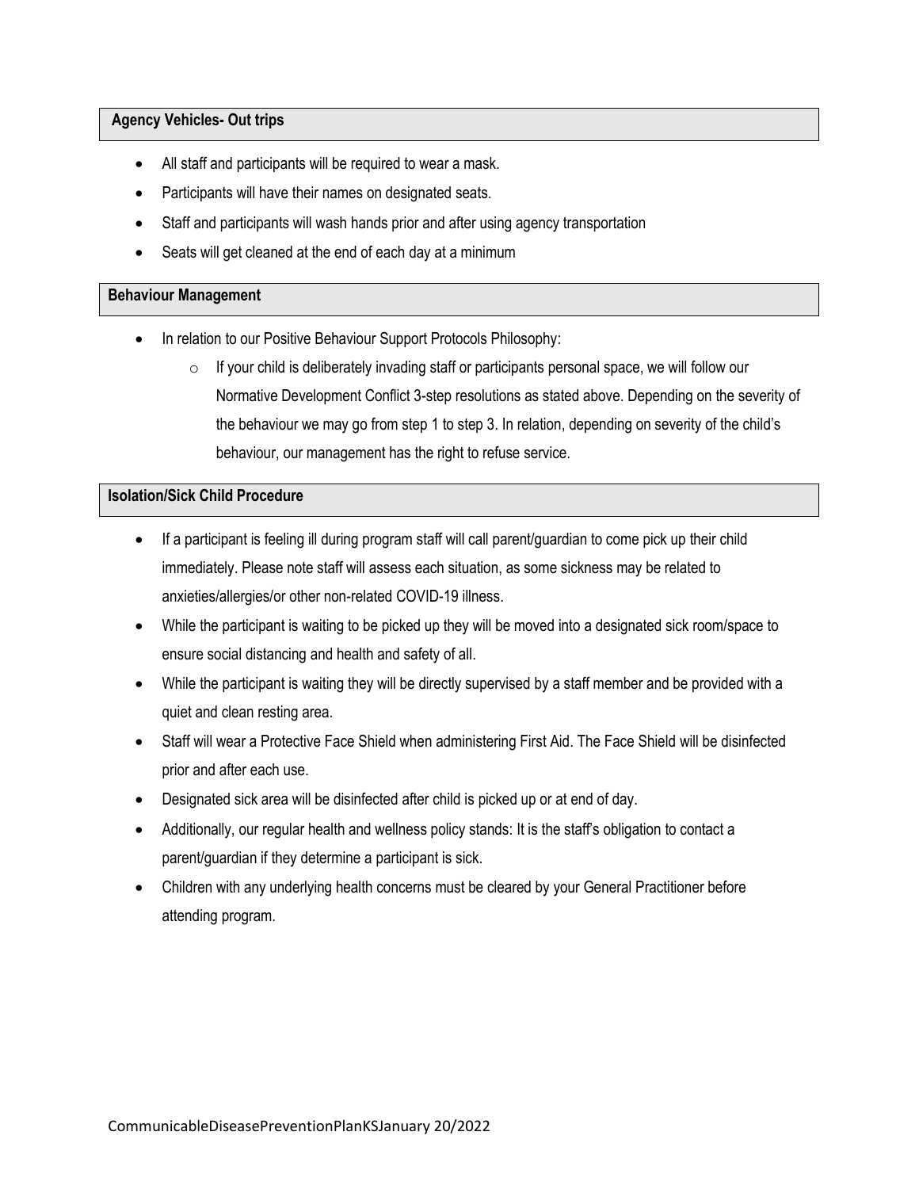### Agency Vehicles- Out trips

- All staff and participants will be required to wear a mask.
- Participants will have their names on designated seats.
- Staff and participants will wash hands prior and after using agency transportation
- Seats will get cleaned at the end of each day at a minimum

### Behaviour Management

- In relation to our Positive Behaviour Support Protocols Philosophy:
  - If your child is deliberately invading staff or participants personal space, we will follow our Normative Development Conflict 3-step resolutions as stated above. Depending on the severity of the behaviour we may go from step 1 to step 3. In relation, depending on severity of the child's behaviour, our management has the right to refuse service.

### Isolation/Sick Child Procedure

- If a participant is feeling ill during program staff will call parent/guardian to come pick up their child immediately. Please note staff will assess each situation, as some sickness may be related to anxieties/allergies/or other non-related COVID-19 illness.
- While the participant is waiting to be picked up they will be moved into a designated sick room/space to ensure social distancing and health and safety of all.
- While the participant is waiting they will be directly supervised by a staff member and be provided with a quiet and clean resting area.
- Staff will wear a Protective Face Shield when administering First Aid. The Face Shield will be disinfected prior and after each use.
- Designated sick area will be disinfected after child is picked up or at end of day.
- Additionally, our regular health and wellness policy stands: It is the staff's obligation to contact a parent/guardian if they determine a participant is sick.
- Children with any underlying health concerns must be cleared by your General Practitioner before attending program.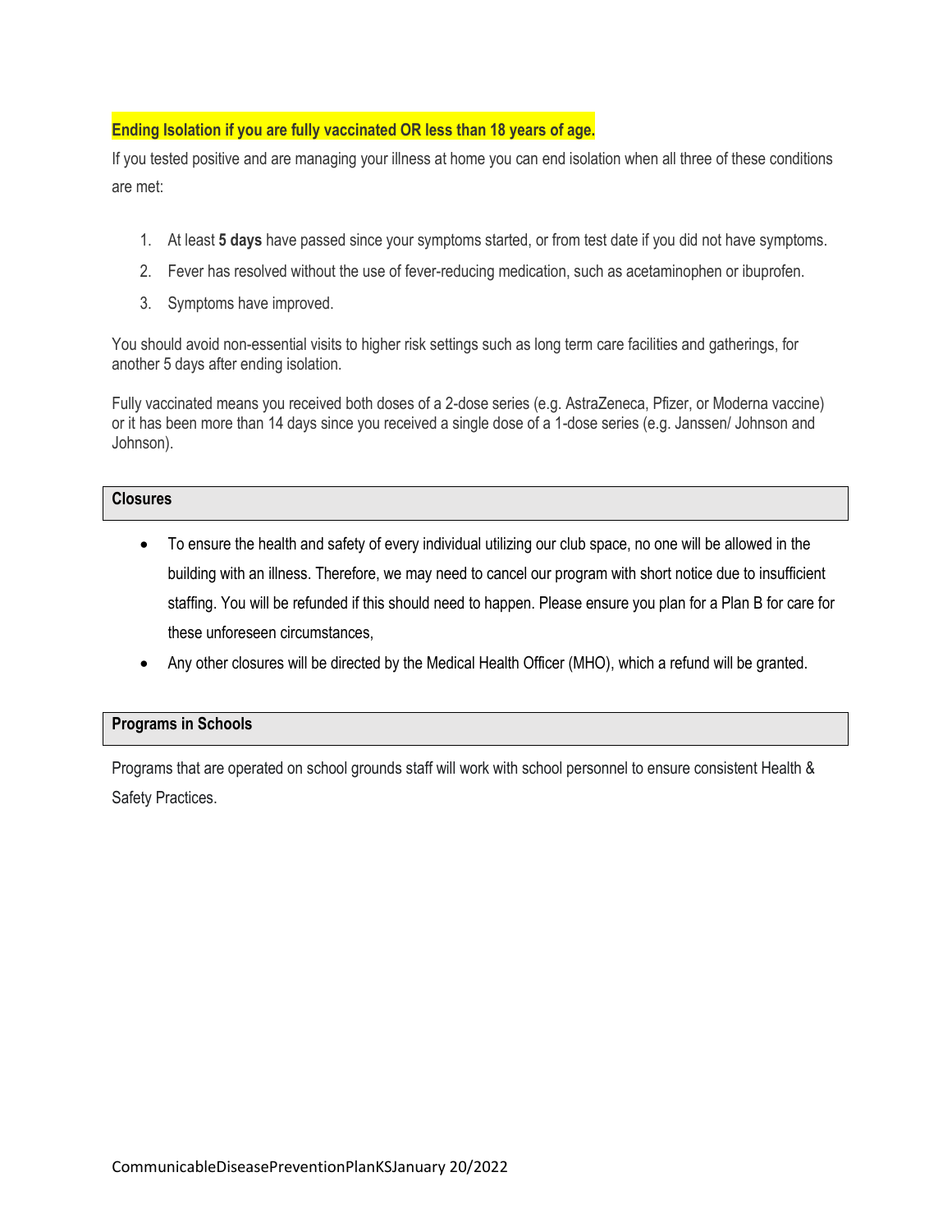**Ending Isolation if you are fully vaccinated OR less than 18 years of age.**

If you tested positive and are managing your illness at home you can end isolation when all three of these conditions are met:

1. At least **5 days** have passed since your symptoms started, or from test date if you did not have symptoms.
2. Fever has resolved without the use of fever-reducing medication, such as acetaminophen or ibuprofen.
3. Symptoms have improved.

You should avoid non-essential visits to higher risk settings such as long term care facilities and gatherings, for another 5 days after ending isolation.

Fully vaccinated means you received both doses of a 2-dose series (e.g. AstraZeneca, Pfizer, or Moderna vaccine) or it has been more than 14 days since you received a single dose of a 1-dose series (e.g. Janssen/ Johnson and Johnson).

## Closures

- To ensure the health and safety of every individual utilizing our club space, no one will be allowed in the building with an illness. Therefore, we may need to cancel our program with short notice due to insufficient staffing. You will be refunded if this should need to happen. Please ensure you plan for a Plan B for care for these unforeseen circumstances,
- Any other closures will be directed by the Medical Health Officer (MHO), which a refund will be granted.

## Programs in Schools

Programs that are operated on school grounds staff will work with school personnel to ensure consistent Health & Safety Practices.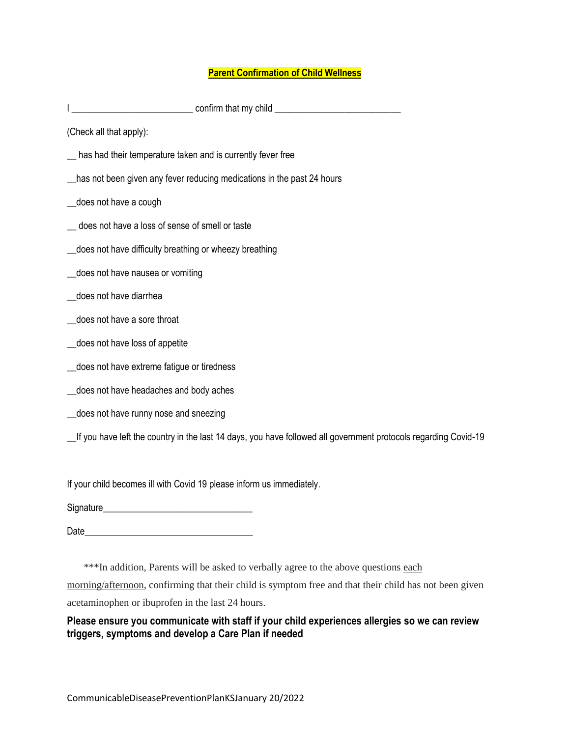**Parent Confirmation of Child Wellness**

I _________________________ confirm that my child __________________________

(Check all that apply):

__ has had their temperature taken and is currently fever free

__has not been given any fever reducing medications in the past 24 hours

__does not have a cough

__ does not have a loss of sense of smell or taste

__does not have difficulty breathing or wheezy breathing

__does not have nausea or vomiting

__does not have diarrhea

__does not have a sore throat

__does not have loss of appetite

__does not have extreme fatigue or tiredness

__does not have headaches and body aches

__does not have runny nose and sneezing

__If you have left the country in the last 14 days, you have followed all government protocols regarding Covid-19

If your child becomes ill with Covid 19 please inform us immediately.

Signature_______________________________

Date___________________________________

***In addition, Parents will be asked to verbally agree to the above questions each morning/afternoon, confirming that their child is symptom free and that their child has not been given acetaminophen or ibuprofen in the last 24 hours.

**Please ensure you communicate with staff if your child experiences allergies so we can review triggers, symptoms and develop a Care Plan if needed**